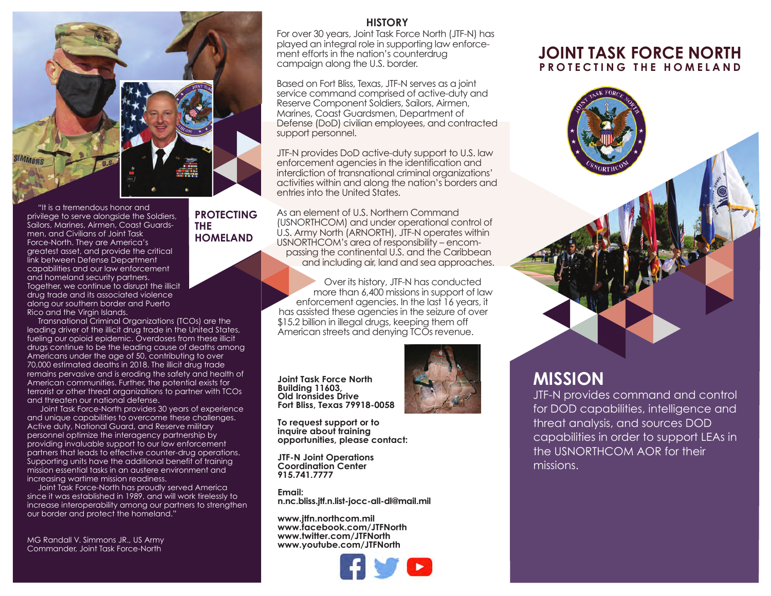# JOINT TASK FORCE NORTH

## PROTECTING THE HOMELAND

## MISSION

JTF-N provides command and control for DOD capabilities, intelligence and threat analysis, and sources DOD capabilities in order to support LEAs in the USNORTHCOM AOR for their missions.

## PROTECTING THE HOMELAND

"It is a tremendous honor and privilege to serve alongside the Soldiers, Sailors, Marines, Airmen, Coast Guardsmen, and Civilians of Joint Task Force-North. They are America's greatest asset, and provide the critical link between Defense Department capabilities and our law enforcement and homeland security partners. Together, we continue to disrupt the illicit drug trade and its associated violence along our southern border and Puerto Rico and the Virgin Islands.

Transnational Criminal Organizations (TCOs) are the leading driver of the illicit drug trade in the United States, fueling our opioid epidemic. Overdoses from these illicit drugs continue to be the leading cause of deaths among Americans under the age of 50, contributing to over 70,000 estimated deaths in 2018. The illicit drug trade remains pervasive and is eroding the safety and health of American communities. Further, the potential exists for terrorist or other threat organizations to partner with TCOs and threaten our national defense.

Joint Task Force-North provides 30 years of experience and unique capabilities to overcome these challenges. Active duty, National Guard, and Reserve military personnel optimize the interagency partnership by providing invaluable support to our law enforcement partners that leads to effective counter-drug operations. Supporting units have the additional benefit of training mission essential tasks in an austere environment and increasing wartime mission readiness.

Joint Task Force-North has proudly served America since it was established in 1989, and will work tirelessly to increase interoperability among our partners to strengthen our border and protect the homeland."

MG Randall V. Simmons JR., US Army
Commander, Joint Task Force-North

## HISTORY

For over 30 years, Joint Task Force North (JTF-N) has played an integral role in supporting law enforcement efforts in the nation's counterdrug campaign along the U.S. border.

Based on Fort Bliss, Texas, JTF-N serves as a joint service command comprised of active-duty and Reserve Component Soldiers, Sailors, Airmen, Marines, Coast Guardsmen, Department of Defense (DoD) civilian employees, and contracted support personnel.

JTF-N provides DoD active-duty support to U.S. law enforcement agencies in the identification and interdiction of transnational criminal organizations' activities within and along the nation's borders and entries into the United States.

As an element of U.S. Northern Command (USNORTHCOM) and under operational control of U.S. Army North (ARNORTH), JTF-N operates within USNORTHCOM's area of responsibility – encompassing the continental U.S. and the Caribbean and including air, land and sea approaches.

Over its history, JTF-N has conducted more than 6,400 missions in support of law enforcement agencies. In the last 16 years, it has assisted these agencies in the seizure of over $15.2 billion in illegal drugs, keeping them off American streets and denying TCOs revenue.

**Joint Task Force North**
**Building 11603,**
**Old Ironsides Drive**
**Fort Bliss, Texas 79918-0058**

**To request support or to inquire about training opportunities, please contact:**

**JTF-N Joint Operations Coordination Center**
**915.741.7777**

**Email:**
**n.nc.bliss.jtf.n.list-jocc-all-dl@mail.mil**

**www.jtfn.northcom.mil**
**www.facebook.com/JTFNorth**
**www.twitter.com/JTFNorth**
**www.youtube.com/JTFNorth**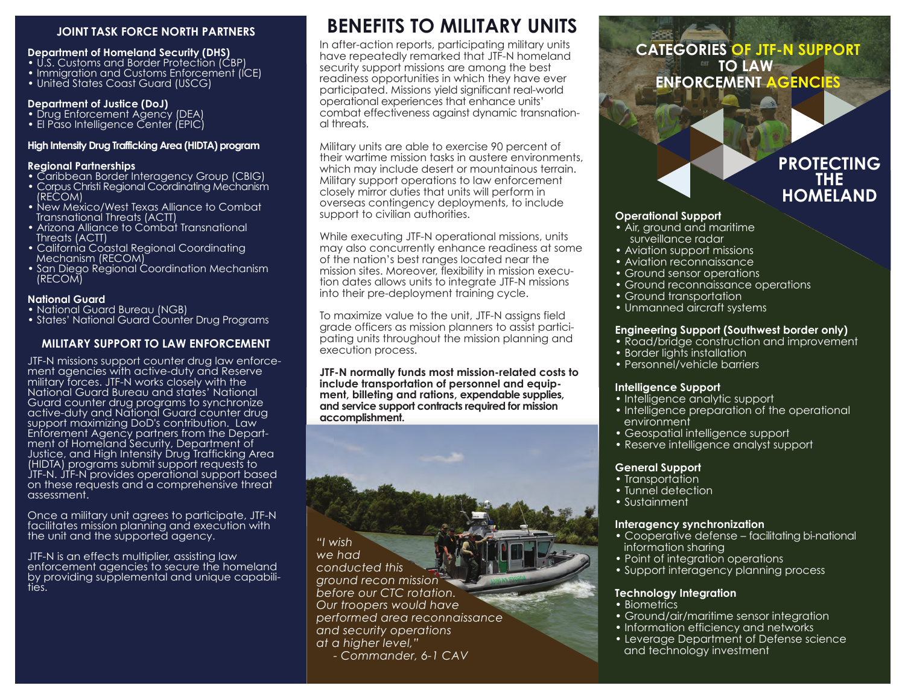## JOINT TASK FORCE NORTH PARTNERS

**Department of Homeland Security (DHS)**
- U.S. Customs and Border Protection (CBP)
- Immigration and Customs Enforcement (ICE)
- United States Coast Guard (USCG)

**Department of Justice (DoJ)**
- Drug Enforcement Agency (DEA)
- El Paso Intelligence Center (EPIC)

**High Intensity Drug Trafficking Area (HIDTA) program**

**Regional Partnerships**
- Caribbean Border Interagency Group (CBIG)
- Corpus Christi Regional Coordinating Mechanism (RECOM)
- New Mexico/West Texas Alliance to Combat Transnational Threats (ACTT)
- Arizona Alliance to Combat Transnational Threats (ACTT)
- California Coastal Regional Coordinating Mechanism (RECOM)
- San Diego Regional Coordination Mechanism (RECOM)

**National Guard**
- National Guard Bureau (NGB)
- States' National Guard Counter Drug Programs

## MILITARY SUPPORT TO LAW ENFORCEMENT

JTF-N missions support counter drug law enforcement agencies with active-duty and Reserve military forces. JTF-N works closely with the National Guard Bureau and states' National Guard counter drug programs to synchronize active-duty and National Guard counter drug support maximizing DoD's contribution. Law Enforement Agency partners from the Department of Homeland Security, Department of Justice, and High Intensity Drug Trafficking Area (HIDTA) programs submit support requests to JTF-N. JTF-N provides operational support based on these requests and a comprehensive threat assessment.

Once a military unit agrees to participate, JTF-N facilitates mission planning and execution with the unit and the supported agency.

JTF-N is an effects multiplier, assisting law enforcement agencies to secure the homeland by providing supplemental and unique capabilities.

# BENEFITS TO MILITARY UNITS

In after-action reports, participating military units have repeatedly remarked that JTF-N homeland security support missions are among the best readiness opportunities in which they have ever participated. Missions yield significant real-world operational experiences that enhance units' combat effectiveness against dynamic transnational threats.

Military units are able to exercise 90 percent of their wartime mission tasks in austere environments, which may include desert or mountainous terrain. Military support operations to law enforcement closely mirror duties that units will perform in overseas contingency deployments, to include support to civilian authorities.

While executing JTF-N operational missions, units may also concurrently enhance readiness at some of the nation's best ranges located near the mission sites. Moreover, flexibility in mission execution dates allows units to integrate JTF-N missions into their pre-deployment training cycle.

To maximize value to the unit, JTF-N assigns field grade officers as mission planners to assist participating units throughout the mission planning and execution process.

**JTF-N normally funds most mission-related costs to include transportation of personnel and equipment, billeting and rations, expendable supplies, and service support contracts required for mission accomplishment.**

*"I wish we had conducted this ground recon mission before our CTC rotation. Our troopers would have performed area reconnaissance and security operations at a higher level,"*
*- Commander, 6-1 CAV*

## CATEGORIES OF JTF-N SUPPORT TO LAW ENFORCEMENT AGENCIES

## PROTECTING THE HOMELAND

**Operational Support**
- Air, ground and maritime surveillance radar
- Aviation support missions
- Aviation reconnaissance
- Ground sensor operations
- Ground reconnaissance operations
- Ground transportation
- Unmanned aircraft systems

**Engineering Support (Southwest border only)**
- Road/bridge construction and improvement
- Border lights installation
- Personnel/vehicle barriers

**Intelligence Support**
- Intelligence analytic support
- Intelligence preparation of the operational environment
- Geospatial intelligence support
- Reserve intelligence analyst support

**General Support**
- Transportation
- Tunnel detection
- Sustainment

**Interagency synchronization**
- Cooperative defense – facilitating bi-national information sharing
- Point of integration operations
- Support interagency planning process

**Technology Integration**
- Biometrics
- Ground/air/maritime sensor integration
- Information efficiency and networks
- Leverage Department of Defense science and technology investment